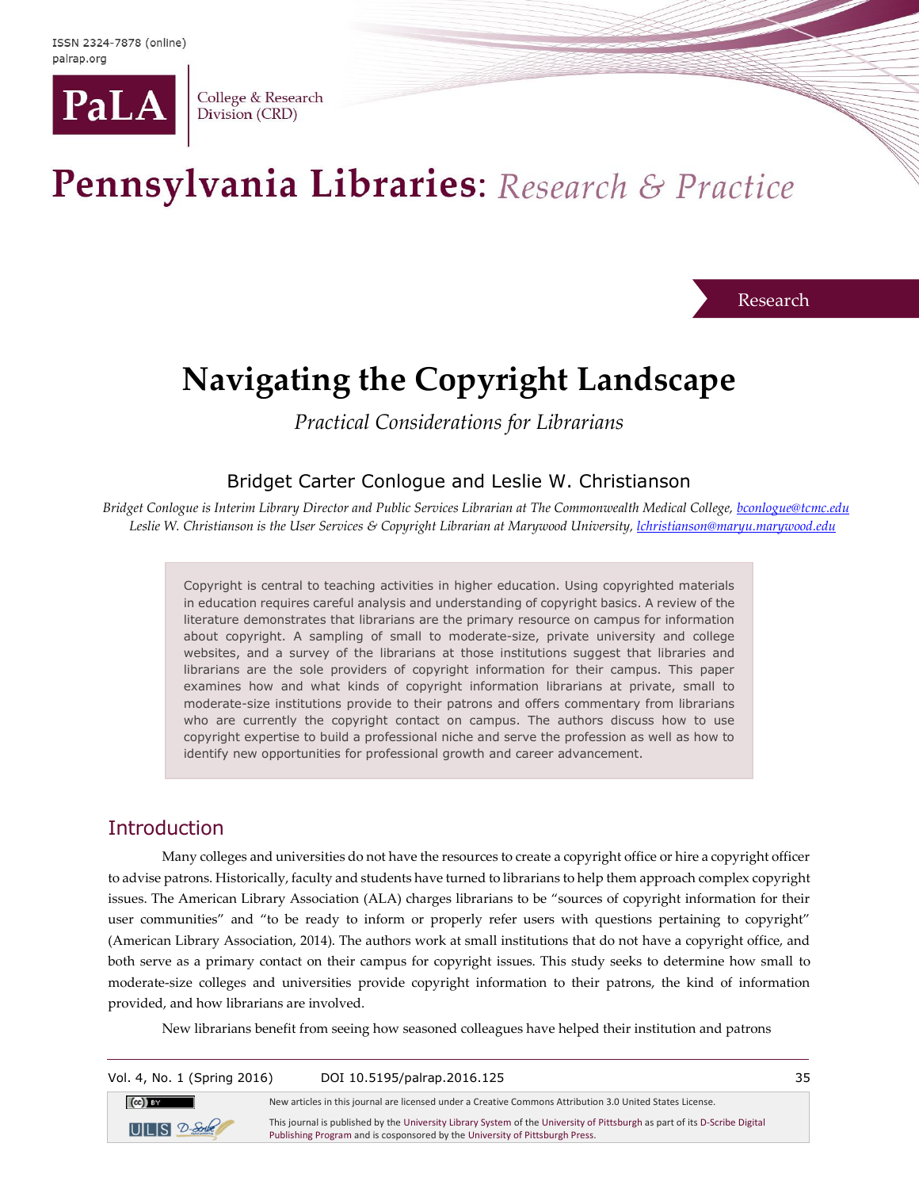ISSN 2324-7878 (online)
palrap.org

PaLA College & Research Division (CRD)

# Pennsylvania Libraries: *Research & Practice*

Research

# Navigating the Copyright Landscape

*Practical Considerations for Librarians*

## Bridget Carter Conlogue and Leslie W. Christianson

*Bridget Conlogue is Interim Library Director and Public Services Librarian at The Commonwealth Medical College, bconlogue@tcmc.edu*
*Leslie W. Christianson is the User Services & Copyright Librarian at Marywood University, lchristianson@maryu.marywood.edu*

> Copyright is central to teaching activities in higher education. Using copyrighted materials in education requires careful analysis and understanding of copyright basics. A review of the literature demonstrates that librarians are the primary resource on campus for information about copyright. A sampling of small to moderate-size, private university and college websites, and a survey of the librarians at those institutions suggest that libraries and librarians are the sole providers of copyright information for their campus. This paper examines how and what kinds of copyright information librarians at private, small to moderate-size institutions provide to their patrons and offers commentary from librarians who are currently the copyright contact on campus. The authors discuss how to use copyright expertise to build a professional niche and serve the profession as well as how to identify new opportunities for professional growth and career advancement.

## Introduction

Many colleges and universities do not have the resources to create a copyright office or hire a copyright officer to advise patrons. Historically, faculty and students have turned to librarians to help them approach complex copyright issues. The American Library Association (ALA) charges librarians to be "sources of copyright information for their user communities" and "to be ready to inform or properly refer users with questions pertaining to copyright" (American Library Association, 2014). The authors work at small institutions that do not have a copyright office, and both serve as a primary contact on their campus for copyright issues. This study seeks to determine how small to moderate-size colleges and universities provide copyright information to their patrons, the kind of information provided, and how librarians are involved.

New librarians benefit from seeing how seasoned colleagues have helped their institution and patrons

DOI 10.5195/palrap.2016.125

New articles in this journal are licensed under a Creative Commons Attribution 3.0 United States License.

This journal is published by the University Library System of the University of Pittsburgh as part of its D-Scribe Digital Publishing Program and is cosponsored by the University of Pittsburgh Press.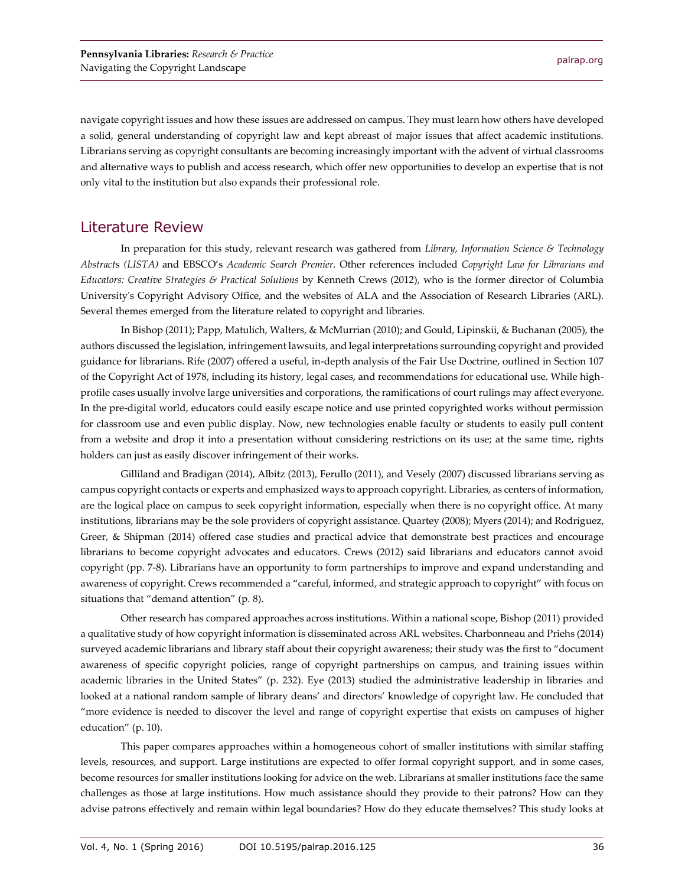navigate copyright issues and how these issues are addressed on campus. They must learn how others have developed a solid, general understanding of copyright law and kept abreast of major issues that affect academic institutions. Librarians serving as copyright consultants are becoming increasingly important with the advent of virtual classrooms and alternative ways to publish and access research, which offer new opportunities to develop an expertise that is not only vital to the institution but also expands their professional role.

## Literature Review

In preparation for this study, relevant research was gathered from *Library, Information Science & Technology Abstracts (LISTA)* and EBSCO's *Academic Search Premier*. Other references included *Copyright Law for Librarians and Educators: Creative Strategies & Practical Solutions* by Kenneth Crews (2012), who is the former director of Columbia University's Copyright Advisory Office, and the websites of ALA and the Association of Research Libraries (ARL). Several themes emerged from the literature related to copyright and libraries.

In Bishop (2011); Papp, Matulich, Walters, & McMurrian (2010); and Gould, Lipinskii, & Buchanan (2005), the authors discussed the legislation, infringement lawsuits, and legal interpretations surrounding copyright and provided guidance for librarians. Rife (2007) offered a useful, in-depth analysis of the Fair Use Doctrine, outlined in Section 107 of the Copyright Act of 1978, including its history, legal cases, and recommendations for educational use. While high-profile cases usually involve large universities and corporations, the ramifications of court rulings may affect everyone. In the pre-digital world, educators could easily escape notice and use printed copyrighted works without permission for classroom use and even public display. Now, new technologies enable faculty or students to easily pull content from a website and drop it into a presentation without considering restrictions on its use; at the same time, rights holders can just as easily discover infringement of their works.

Gilliland and Bradigan (2014), Albitz (2013), Ferullo (2011), and Vesely (2007) discussed librarians serving as campus copyright contacts or experts and emphasized ways to approach copyright. Libraries, as centers of information, are the logical place on campus to seek copyright information, especially when there is no copyright office. At many institutions, librarians may be the sole providers of copyright assistance. Quartey (2008); Myers (2014); and Rodriguez, Greer, & Shipman (2014) offered case studies and practical advice that demonstrate best practices and encourage librarians to become copyright advocates and educators. Crews (2012) said librarians and educators cannot avoid copyright (pp. 7-8). Librarians have an opportunity to form partnerships to improve and expand understanding and awareness of copyright. Crews recommended a "careful, informed, and strategic approach to copyright" with focus on situations that "demand attention" (p. 8).

Other research has compared approaches across institutions. Within a national scope, Bishop (2011) provided a qualitative study of how copyright information is disseminated across ARL websites. Charbonneau and Priehs (2014) surveyed academic librarians and library staff about their copyright awareness; their study was the first to "document awareness of specific copyright policies, range of copyright partnerships on campus, and training issues within academic libraries in the United States" (p. 232). Eye (2013) studied the administrative leadership in libraries and looked at a national random sample of library deans' and directors' knowledge of copyright law. He concluded that "more evidence is needed to discover the level and range of copyright expertise that exists on campuses of higher education" (p. 10).

This paper compares approaches within a homogeneous cohort of smaller institutions with similar staffing levels, resources, and support. Large institutions are expected to offer formal copyright support, and in some cases, become resources for smaller institutions looking for advice on the web. Librarians at smaller institutions face the same challenges as those at large institutions. How much assistance should they provide to their patrons? How can they advise patrons effectively and remain within legal boundaries? How do they educate themselves? This study looks at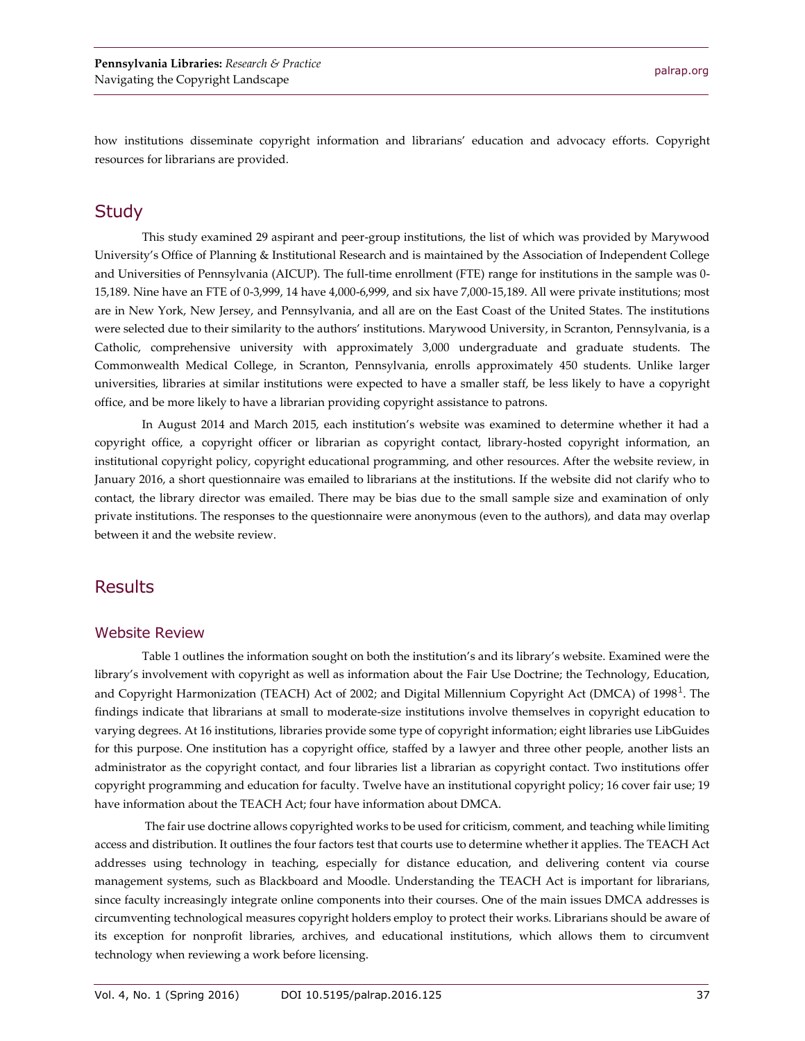how institutions disseminate copyright information and librarians' education and advocacy efforts. Copyright resources for librarians are provided.

## Study

This study examined 29 aspirant and peer-group institutions, the list of which was provided by Marywood University's Office of Planning & Institutional Research and is maintained by the Association of Independent College and Universities of Pennsylvania (AICUP). The full-time enrollment (FTE) range for institutions in the sample was 0-15,189. Nine have an FTE of 0-3,999, 14 have 4,000-6,999, and six have 7,000-15,189. All were private institutions; most are in New York, New Jersey, and Pennsylvania, and all are on the East Coast of the United States. The institutions were selected due to their similarity to the authors' institutions. Marywood University, in Scranton, Pennsylvania, is a Catholic, comprehensive university with approximately 3,000 undergraduate and graduate students. The Commonwealth Medical College, in Scranton, Pennsylvania, enrolls approximately 450 students. Unlike larger universities, libraries at similar institutions were expected to have a smaller staff, be less likely to have a copyright office, and be more likely to have a librarian providing copyright assistance to patrons.

In August 2014 and March 2015, each institution's website was examined to determine whether it had a copyright office, a copyright officer or librarian as copyright contact, library-hosted copyright information, an institutional copyright policy, copyright educational programming, and other resources. After the website review, in January 2016, a short questionnaire was emailed to librarians at the institutions. If the website did not clarify who to contact, the library director was emailed. There may be bias due to the small sample size and examination of only private institutions. The responses to the questionnaire were anonymous (even to the authors), and data may overlap between it and the website review.

## Results

### Website Review

Table 1 outlines the information sought on both the institution's and its library's website. Examined were the library's involvement with copyright as well as information about the Fair Use Doctrine; the Technology, Education, and Copyright Harmonization (TEACH) Act of 2002; and Digital Millennium Copyright Act (DMCA) of 1998[1]. The findings indicate that librarians at small to moderate-size institutions involve themselves in copyright education to varying degrees. At 16 institutions, libraries provide some type of copyright information; eight libraries use LibGuides for this purpose. One institution has a copyright office, staffed by a lawyer and three other people, another lists an administrator as the copyright contact, and four libraries list a librarian as copyright contact. Two institutions offer copyright programming and education for faculty. Twelve have an institutional copyright policy; 16 cover fair use; 19 have information about the TEACH Act; four have information about DMCA.

The fair use doctrine allows copyrighted works to be used for criticism, comment, and teaching while limiting access and distribution. It outlines the four factors test that courts use to determine whether it applies. The TEACH Act addresses using technology in teaching, especially for distance education, and delivering content via course management systems, such as Blackboard and Moodle. Understanding the TEACH Act is important for librarians, since faculty increasingly integrate online components into their courses. One of the main issues DMCA addresses is circumventing technological measures copyright holders employ to protect their works. Librarians should be aware of its exception for nonprofit libraries, archives, and educational institutions, which allows them to circumvent technology when reviewing a work before licensing.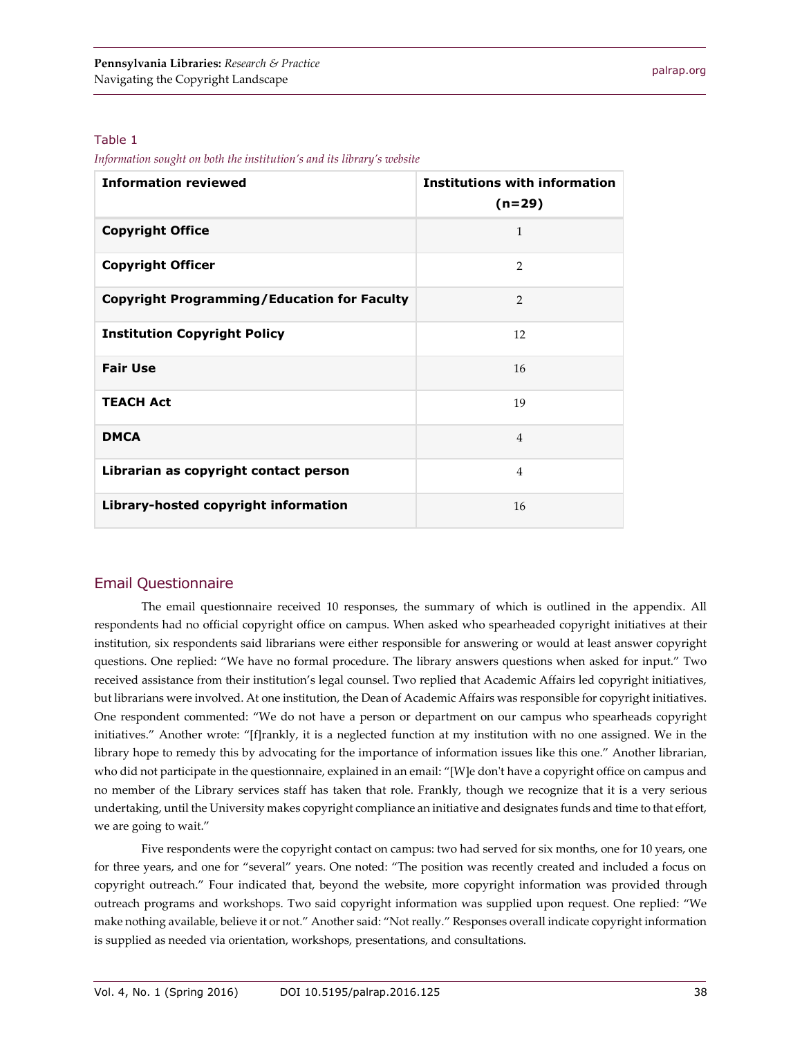Table 1

*Information sought on both the institution's and its library's website*

| Information reviewed | Institutions with information (n=29) |
|---|---|
| **Copyright Office** | 1 |
| **Copyright Officer** | 2 |
| **Copyright Programming/Education for Faculty** | 2 |
| **Institution Copyright Policy** | 12 |
| **Fair Use** | 16 |
| **TEACH Act** | 19 |
| **DMCA** | 4 |
| **Librarian as copyright contact person** | 4 |
| **Library-hosted copyright information** | 16 |

## Email Questionnaire

The email questionnaire received 10 responses, the summary of which is outlined in the appendix. All respondents had no official copyright office on campus. When asked who spearheaded copyright initiatives at their institution, six respondents said librarians were either responsible for answering or would at least answer copyright questions. One replied: "We have no formal procedure. The library answers questions when asked for input." Two received assistance from their institution's legal counsel. Two replied that Academic Affairs led copyright initiatives, but librarians were involved. At one institution, the Dean of Academic Affairs was responsible for copyright initiatives. One respondent commented: "We do not have a person or department on our campus who spearheads copyright initiatives." Another wrote: "[f]rankly, it is a neglected function at my institution with no one assigned. We in the library hope to remedy this by advocating for the importance of information issues like this one." Another librarian, who did not participate in the questionnaire, explained in an email: "[W]e don't have a copyright office on campus and no member of the Library services staff has taken that role. Frankly, though we recognize that it is a very serious undertaking, until the University makes copyright compliance an initiative and designates funds and time to that effort, we are going to wait."

Five respondents were the copyright contact on campus: two had served for six months, one for 10 years, one for three years, and one for "several" years. One noted: "The position was recently created and included a focus on copyright outreach." Four indicated that, beyond the website, more copyright information was provided through outreach programs and workshops. Two said copyright information was supplied upon request. One replied: "We make nothing available, believe it or not." Another said: "Not really." Responses overall indicate copyright information is supplied as needed via orientation, workshops, presentations, and consultations.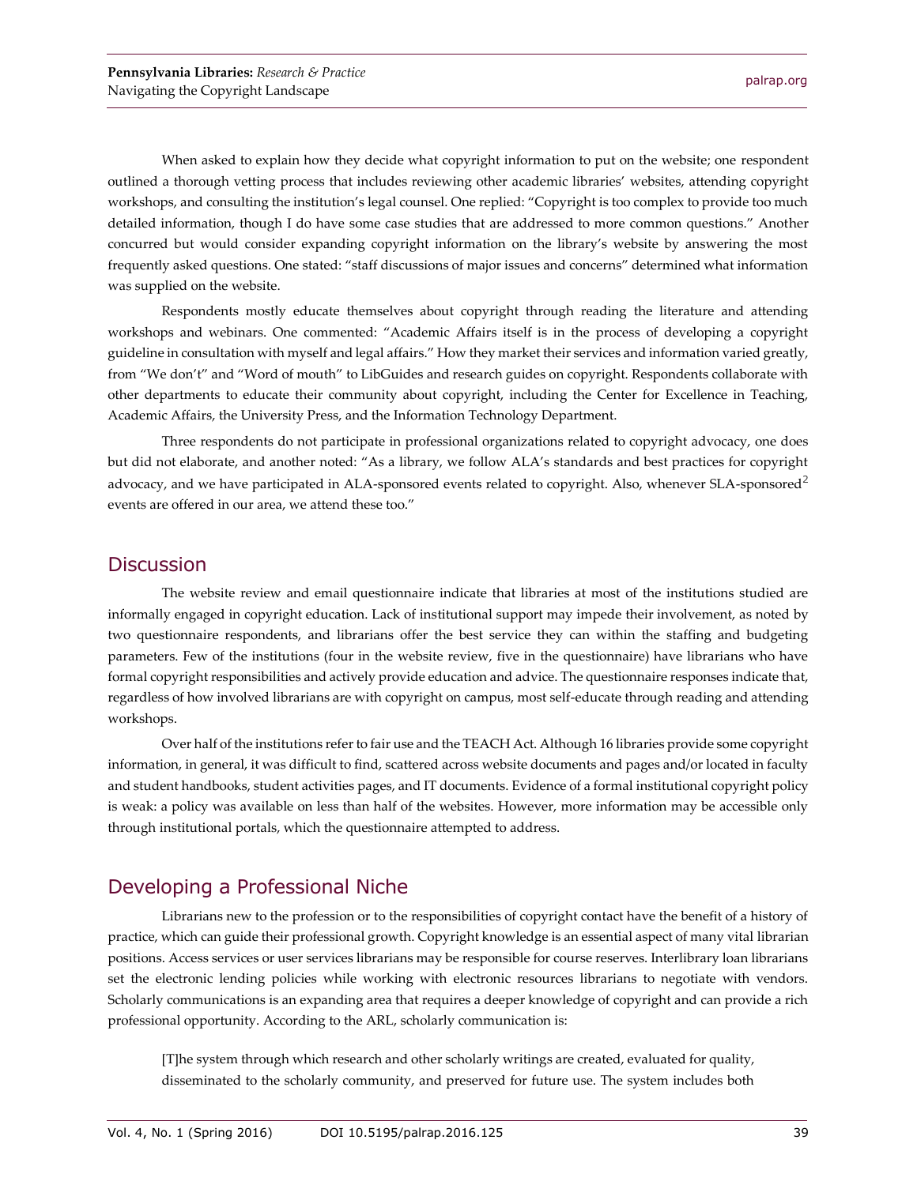When asked to explain how they decide what copyright information to put on the website; one respondent outlined a thorough vetting process that includes reviewing other academic libraries' websites, attending copyright workshops, and consulting the institution's legal counsel. One replied: "Copyright is too complex to provide too much detailed information, though I do have some case studies that are addressed to more common questions." Another concurred but would consider expanding copyright information on the library's website by answering the most frequently asked questions. One stated: "staff discussions of major issues and concerns" determined what information was supplied on the website.

Respondents mostly educate themselves about copyright through reading the literature and attending workshops and webinars. One commented: "Academic Affairs itself is in the process of developing a copyright guideline in consultation with myself and legal affairs." How they market their services and information varied greatly, from "We don't" and "Word of mouth" to LibGuides and research guides on copyright. Respondents collaborate with other departments to educate their community about copyright, including the Center for Excellence in Teaching, Academic Affairs, the University Press, and the Information Technology Department.

Three respondents do not participate in professional organizations related to copyright advocacy, one does but did not elaborate, and another noted: "As a library, we follow ALA's standards and best practices for copyright advocacy, and we have participated in ALA-sponsored events related to copyright. Also, whenever SLA-sponsored[2] events are offered in our area, we attend these too."

## Discussion

The website review and email questionnaire indicate that libraries at most of the institutions studied are informally engaged in copyright education. Lack of institutional support may impede their involvement, as noted by two questionnaire respondents, and librarians offer the best service they can within the staffing and budgeting parameters. Few of the institutions (four in the website review, five in the questionnaire) have librarians who have formal copyright responsibilities and actively provide education and advice. The questionnaire responses indicate that, regardless of how involved librarians are with copyright on campus, most self-educate through reading and attending workshops.

Over half of the institutions refer to fair use and the TEACH Act. Although 16 libraries provide some copyright information, in general, it was difficult to find, scattered across website documents and pages and/or located in faculty and student handbooks, student activities pages, and IT documents. Evidence of a formal institutional copyright policy is weak: a policy was available on less than half of the websites. However, more information may be accessible only through institutional portals, which the questionnaire attempted to address.

## Developing a Professional Niche

Librarians new to the profession or to the responsibilities of copyright contact have the benefit of a history of practice, which can guide their professional growth. Copyright knowledge is an essential aspect of many vital librarian positions. Access services or user services librarians may be responsible for course reserves. Interlibrary loan librarians set the electronic lending policies while working with electronic resources librarians to negotiate with vendors. Scholarly communications is an expanding area that requires a deeper knowledge of copyright and can provide a rich professional opportunity. According to the ARL, scholarly communication is:

> [T]he system through which research and other scholarly writings are created, evaluated for quality, disseminated to the scholarly community, and preserved for future use. The system includes both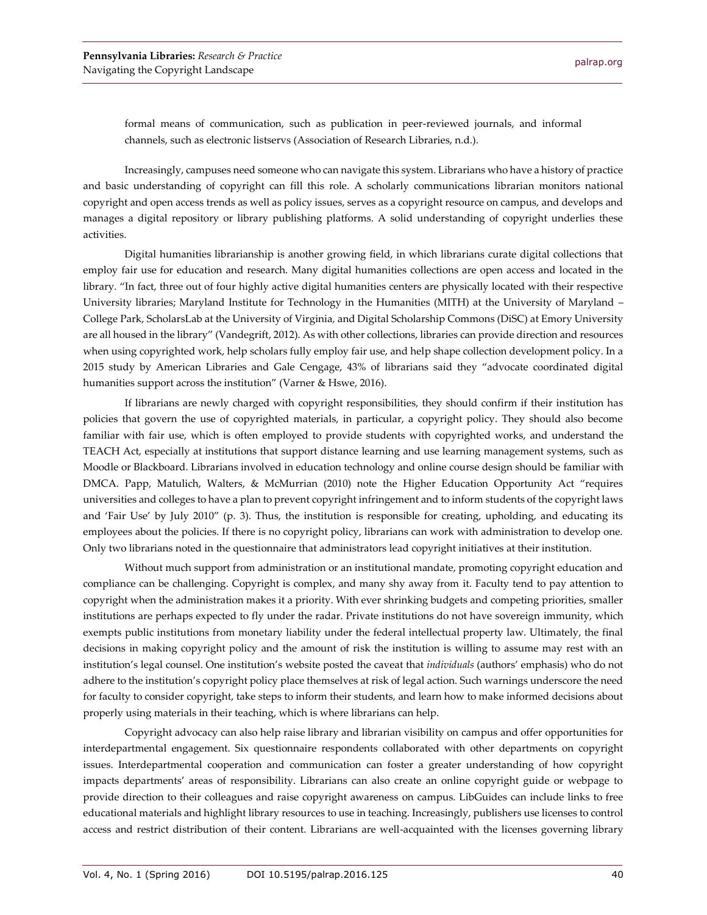formal means of communication, such as publication in peer-reviewed journals, and informal channels, such as electronic listservs (Association of Research Libraries, n.d.).

Increasingly, campuses need someone who can navigate this system. Librarians who have a history of practice and basic understanding of copyright can fill this role. A scholarly communications librarian monitors national copyright and open access trends as well as policy issues, serves as a copyright resource on campus, and develops and manages a digital repository or library publishing platforms. A solid understanding of copyright underlies these activities.

Digital humanities librarianship is another growing field, in which librarians curate digital collections that employ fair use for education and research. Many digital humanities collections are open access and located in the library. "In fact, three out of four highly active digital humanities centers are physically located with their respective University libraries; Maryland Institute for Technology in the Humanities (MITH) at the University of Maryland – College Park, ScholarsLab at the University of Virginia, and Digital Scholarship Commons (DiSC) at Emory University are all housed in the library" (Vandegrift, 2012). As with other collections, libraries can provide direction and resources when using copyrighted work, help scholars fully employ fair use, and help shape collection development policy. In a 2015 study by American Libraries and Gale Cengage, 43% of librarians said they "advocate coordinated digital humanities support across the institution" (Varner & Hswe, 2016).

If librarians are newly charged with copyright responsibilities, they should confirm if their institution has policies that govern the use of copyrighted materials, in particular, a copyright policy. They should also become familiar with fair use, which is often employed to provide students with copyrighted works, and understand the TEACH Act, especially at institutions that support distance learning and use learning management systems, such as Moodle or Blackboard. Librarians involved in education technology and online course design should be familiar with DMCA. Papp, Matulich, Walters, & McMurrian (2010) note the Higher Education Opportunity Act "requires universities and colleges to have a plan to prevent copyright infringement and to inform students of the copyright laws and 'Fair Use' by July 2010" (p. 3). Thus, the institution is responsible for creating, upholding, and educating its employees about the policies. If there is no copyright policy, librarians can work with administration to develop one. Only two librarians noted in the questionnaire that administrators lead copyright initiatives at their institution.

Without much support from administration or an institutional mandate, promoting copyright education and compliance can be challenging. Copyright is complex, and many shy away from it. Faculty tend to pay attention to copyright when the administration makes it a priority. With ever shrinking budgets and competing priorities, smaller institutions are perhaps expected to fly under the radar. Private institutions do not have sovereign immunity, which exempts public institutions from monetary liability under the federal intellectual property law. Ultimately, the final decisions in making copyright policy and the amount of risk the institution is willing to assume may rest with an institution's legal counsel. One institution's website posted the caveat that *individuals* (authors' emphasis) who do not adhere to the institution's copyright policy place themselves at risk of legal action. Such warnings underscore the need for faculty to consider copyright, take steps to inform their students, and learn how to make informed decisions about properly using materials in their teaching, which is where librarians can help.

Copyright advocacy can also help raise library and librarian visibility on campus and offer opportunities for interdepartmental engagement. Six questionnaire respondents collaborated with other departments on copyright issues. Interdepartmental cooperation and communication can foster a greater understanding of how copyright impacts departments' areas of responsibility. Librarians can also create an online copyright guide or webpage to provide direction to their colleagues and raise copyright awareness on campus. LibGuides can include links to free educational materials and highlight library resources to use in teaching. Increasingly, publishers use licenses to control access and restrict distribution of their content. Librarians are well-acquainted with the licenses governing library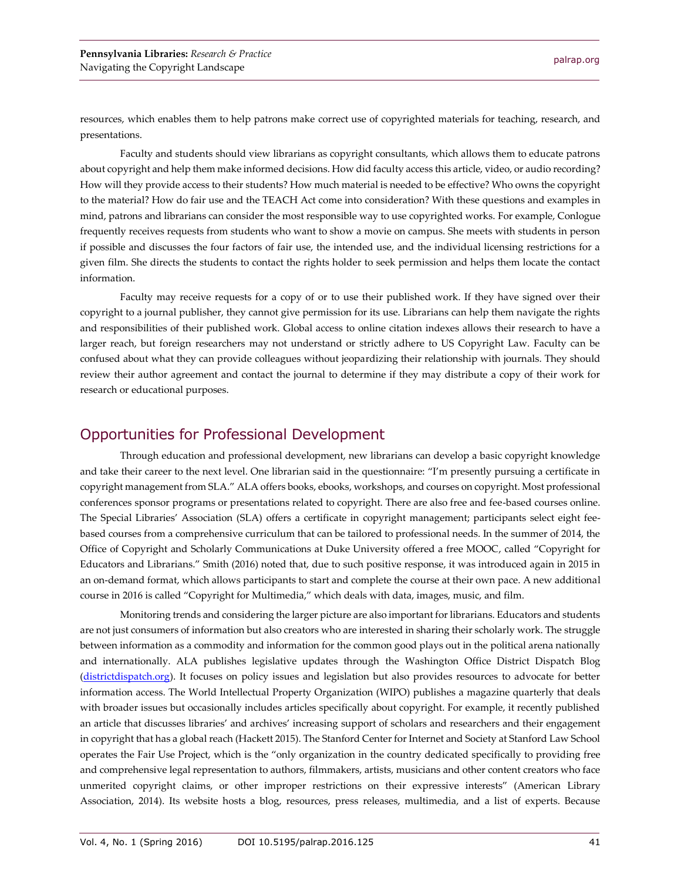resources, which enables them to help patrons make correct use of copyrighted materials for teaching, research, and presentations.

Faculty and students should view librarians as copyright consultants, which allows them to educate patrons about copyright and help them make informed decisions. How did faculty access this article, video, or audio recording? How will they provide access to their students? How much material is needed to be effective? Who owns the copyright to the material? How do fair use and the TEACH Act come into consideration? With these questions and examples in mind, patrons and librarians can consider the most responsible way to use copyrighted works. For example, Conlogue frequently receives requests from students who want to show a movie on campus. She meets with students in person if possible and discusses the four factors of fair use, the intended use, and the individual licensing restrictions for a given film. She directs the students to contact the rights holder to seek permission and helps them locate the contact information.

Faculty may receive requests for a copy of or to use their published work. If they have signed over their copyright to a journal publisher, they cannot give permission for its use. Librarians can help them navigate the rights and responsibilities of their published work. Global access to online citation indexes allows their research to have a larger reach, but foreign researchers may not understand or strictly adhere to US Copyright Law. Faculty can be confused about what they can provide colleagues without jeopardizing their relationship with journals. They should review their author agreement and contact the journal to determine if they may distribute a copy of their work for research or educational purposes.

## Opportunities for Professional Development

Through education and professional development, new librarians can develop a basic copyright knowledge and take their career to the next level. One librarian said in the questionnaire: "I'm presently pursuing a certificate in copyright management from SLA." ALA offers books, ebooks, workshops, and courses on copyright. Most professional conferences sponsor programs or presentations related to copyright. There are also free and fee-based courses online. The Special Libraries' Association (SLA) offers a certificate in copyright management; participants select eight fee-based courses from a comprehensive curriculum that can be tailored to professional needs. In the summer of 2014, the Office of Copyright and Scholarly Communications at Duke University offered a free MOOC, called "Copyright for Educators and Librarians." Smith (2016) noted that, due to such positive response, it was introduced again in 2015 in an on-demand format, which allows participants to start and complete the course at their own pace. A new additional course in 2016 is called "Copyright for Multimedia," which deals with data, images, music, and film.

Monitoring trends and considering the larger picture are also important for librarians. Educators and students are not just consumers of information but also creators who are interested in sharing their scholarly work. The struggle between information as a commodity and information for the common good plays out in the political arena nationally and internationally. ALA publishes legislative updates through the Washington Office District Dispatch Blog (districtdispatch.org). It focuses on policy issues and legislation but also provides resources to advocate for better information access. The World Intellectual Property Organization (WIPO) publishes a magazine quarterly that deals with broader issues but occasionally includes articles specifically about copyright. For example, it recently published an article that discusses libraries' and archives' increasing support of scholars and researchers and their engagement in copyright that has a global reach (Hackett 2015). The Stanford Center for Internet and Society at Stanford Law School operates the Fair Use Project, which is the "only organization in the country dedicated specifically to providing free and comprehensive legal representation to authors, filmmakers, artists, musicians and other content creators who face unmerited copyright claims, or other improper restrictions on their expressive interests" (American Library Association, 2014). Its website hosts a blog, resources, press releases, multimedia, and a list of experts. Because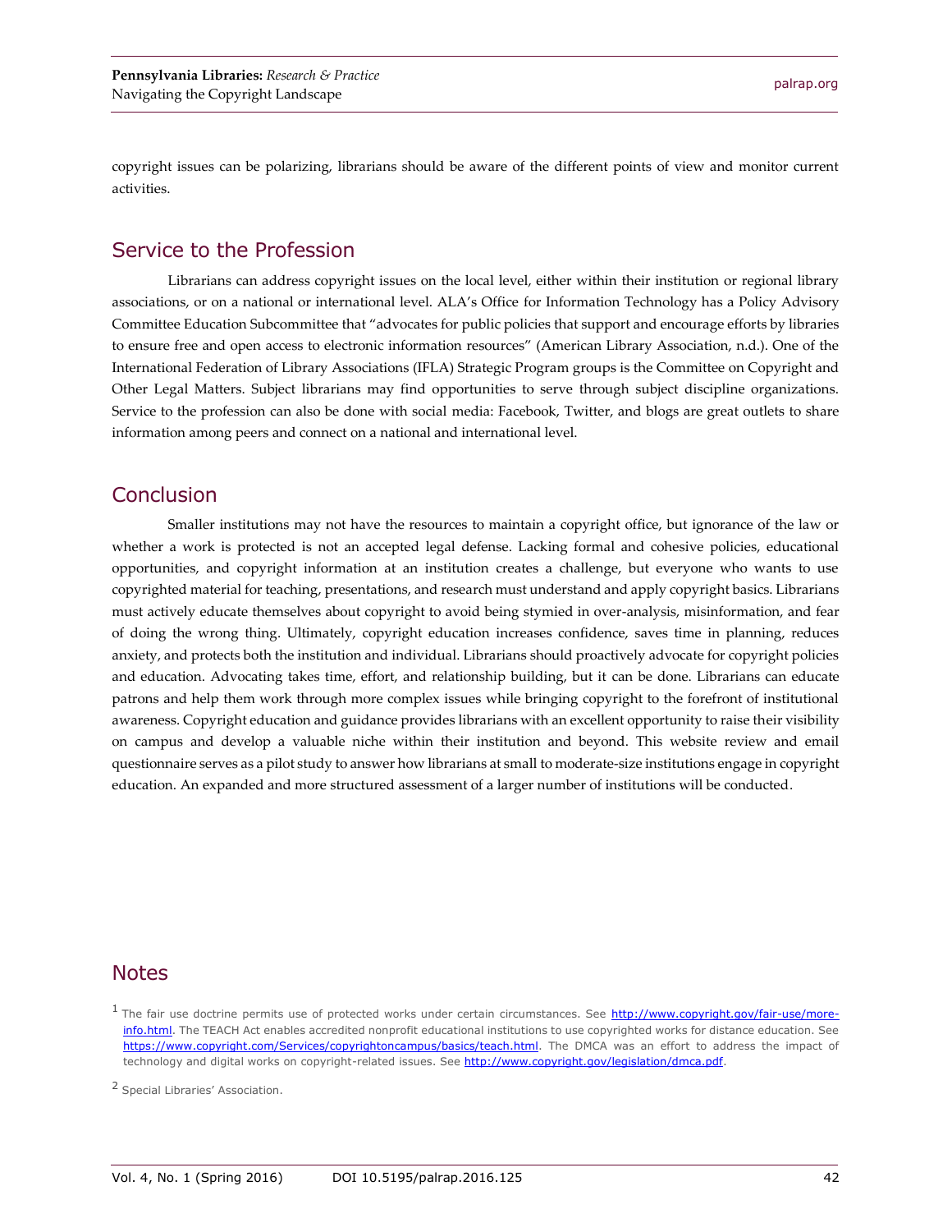copyright issues can be polarizing, librarians should be aware of the different points of view and monitor current activities.

## Service to the Profession

Librarians can address copyright issues on the local level, either within their institution or regional library associations, or on a national or international level. ALA's Office for Information Technology has a Policy Advisory Committee Education Subcommittee that "advocates for public policies that support and encourage efforts by libraries to ensure free and open access to electronic information resources" (American Library Association, n.d.). One of the International Federation of Library Associations (IFLA) Strategic Program groups is the Committee on Copyright and Other Legal Matters. Subject librarians may find opportunities to serve through subject discipline organizations. Service to the profession can also be done with social media: Facebook, Twitter, and blogs are great outlets to share information among peers and connect on a national and international level.

## Conclusion

Smaller institutions may not have the resources to maintain a copyright office, but ignorance of the law or whether a work is protected is not an accepted legal defense. Lacking formal and cohesive policies, educational opportunities, and copyright information at an institution creates a challenge, but everyone who wants to use copyrighted material for teaching, presentations, and research must understand and apply copyright basics. Librarians must actively educate themselves about copyright to avoid being stymied in over-analysis, misinformation, and fear of doing the wrong thing. Ultimately, copyright education increases confidence, saves time in planning, reduces anxiety, and protects both the institution and individual. Librarians should proactively advocate for copyright policies and education. Advocating takes time, effort, and relationship building, but it can be done. Librarians can educate patrons and help them work through more complex issues while bringing copyright to the forefront of institutional awareness. Copyright education and guidance provides librarians with an excellent opportunity to raise their visibility on campus and develop a valuable niche within their institution and beyond. This website review and email questionnaire serves as a pilot study to answer how librarians at small to moderate-size institutions engage in copyright education. An expanded and more structured assessment of a larger number of institutions will be conducted.

## Notes

[1] The fair use doctrine permits use of protected works under certain circumstances. See http://www.copyright.gov/fair-use/more-info.html. The TEACH Act enables accredited nonprofit educational institutions to use copyrighted works for distance education. See https://www.copyright.com/Services/copyrightoncampus/basics/teach.html. The DMCA was an effort to address the impact of technology and digital works on copyright-related issues. See http://www.copyright.gov/legislation/dmca.pdf.

[2] Special Libraries' Association.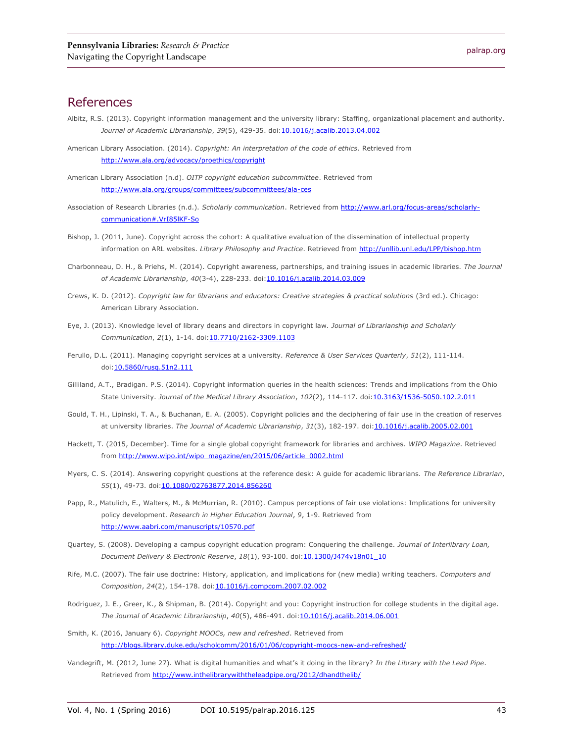## References

Albitz, R.S. (2013). Copyright information management and the university library: Staffing, organizational placement and authority. *Journal of Academic Librarianship*, *39*(5), 429-35. doi:10.1016/j.acalib.2013.04.002

American Library Association. (2014). *Copyright: An interpretation of the code of ethics*. Retrieved from http://www.ala.org/advocacy/proethics/copyright

American Library Association (n.d). *OITP copyright education subcommittee*. Retrieved from http://www.ala.org/groups/committees/subcommittees/ala-ces

Association of Research Libraries (n.d.). *Scholarly communication*. Retrieved from http://www.arl.org/focus-areas/scholarly-communication#.VrI85lKF-So

Bishop, J. (2011, June). Copyright across the cohort: A qualitative evaluation of the dissemination of intellectual property information on ARL websites. *Library Philosophy and Practice*. Retrieved from http://unllib.unl.edu/LPP/bishop.htm

Charbonneau, D. H., & Priehs, M. (2014). Copyright awareness, partnerships, and training issues in academic libraries. *The Journal of Academic Librarianship*, *40*(3-4), 228-233. doi:10.1016/j.acalib.2014.03.009

Crews, K. D. (2012). *Copyright law for librarians and educators: Creative strategies & practical solutions* (3rd ed.). Chicago: American Library Association.

Eye, J. (2013). Knowledge level of library deans and directors in copyright law. *Journal of Librarianship and Scholarly Communication*, *2*(1), 1-14. doi:10.7710/2162-3309.1103

Ferullo, D.L. (2011). Managing copyright services at a university. *Reference & User Services Quarterly*, *51*(2), 111-114. doi:10.5860/rusq.51n2.111

Gilliland, A.T., Bradigan. P.S. (2014). Copyright information queries in the health sciences: Trends and implications from the Ohio State University. *Journal of the Medical Library Association*, *102*(2), 114-117. doi:10.3163/1536-5050.102.2.011

Gould, T. H., Lipinski, T. A., & Buchanan, E. A. (2005). Copyright policies and the deciphering of fair use in the creation of reserves at university libraries. *The Journal of Academic Librarianship*, *31*(3), 182-197. doi:10.1016/j.acalib.2005.02.001

Hackett, T. (2015, December). Time for a single global copyright framework for libraries and archives. *WIPO Magazine*. Retrieved from http://www.wipo.int/wipo_magazine/en/2015/06/article_0002.html

Myers, C. S. (2014). Answering copyright questions at the reference desk: A guide for academic librarians. *The Reference Librarian*, *55*(1), 49-73. doi:10.1080/02763877.2014.856260

Papp, R., Matulich, E., Walters, M., & McMurrian, R. (2010). Campus perceptions of fair use violations: Implications for university policy development. *Research in Higher Education Journal*, *9*, 1-9. Retrieved from http://www.aabri.com/manuscripts/10570.pdf

Quartey, S. (2008). Developing a campus copyright education program: Conquering the challenge. *Journal of Interlibrary Loan, Document Delivery & Electronic Reserve*, *18*(1), 93-100. doi:10.1300/J474v18n01_10

Rife, M.C. (2007). The fair use doctrine: History, application, and implications for (new media) writing teachers. *Computers and Composition*, *24*(2), 154-178. doi:10.1016/j.compcom.2007.02.002

Rodriguez, J. E., Greer, K., & Shipman, B. (2014). Copyright and you: Copyright instruction for college students in the digital age. *The Journal of Academic Librarianship*, *40*(5), 486-491. doi:10.1016/j.acalib.2014.06.001

Smith, K. (2016, January 6). *Copyright MOOCs, new and refreshed*. Retrieved from http://blogs.library.duke.edu/scholcomm/2016/01/06/copyright-moocs-new-and-refreshed/

Vandegrift, M. (2012, June 27). What is digital humanities and what's it doing in the library? *In the Library with the Lead Pipe*. Retrieved from http://www.inthelibrarywiththeleadpipe.org/2012/dhandthelib/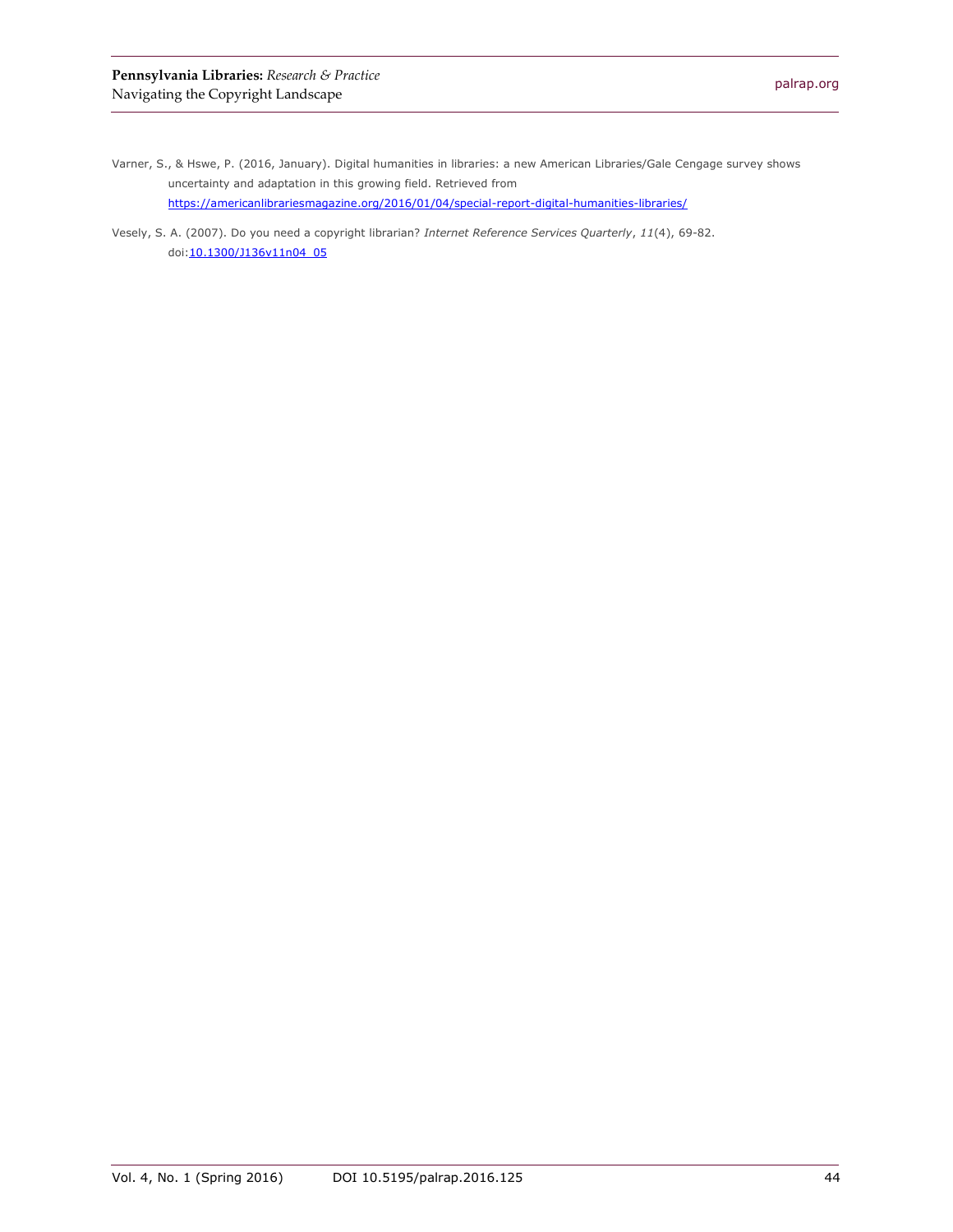Varner, S., & Hswe, P. (2016, January). Digital humanities in libraries: a new American Libraries/Gale Cengage survey shows uncertainty and adaptation in this growing field. Retrieved from https://americanlibrariesmagazine.org/2016/01/04/special-report-digital-humanities-libraries/

Vesely, S. A. (2007). Do you need a copyright librarian? *Internet Reference Services Quarterly*, *11*(4), 69-82. doi:10.1300/J136v11n04_05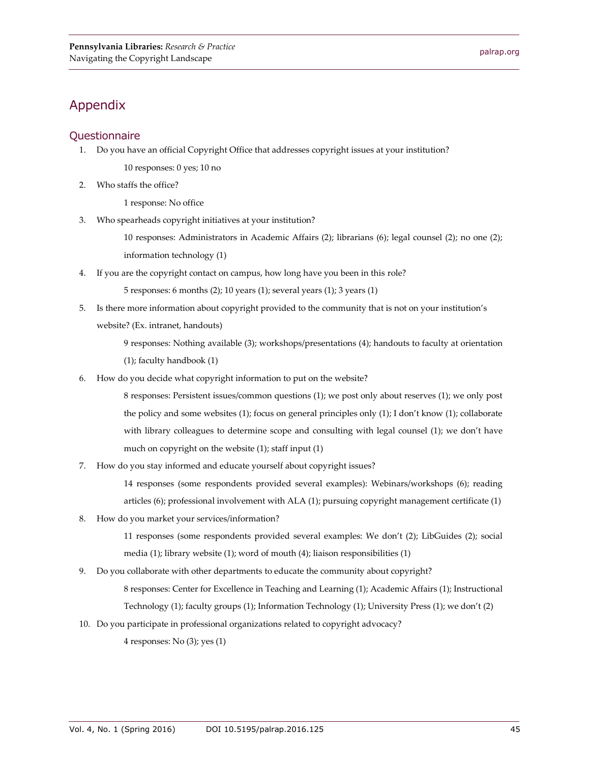# Appendix

## Questionnaire

1. Do you have an official Copyright Office that addresses copyright issues at your institution?

   10 responses: 0 yes; 10 no

2. Who staffs the office?

   1 response: No office

3. Who spearheads copyright initiatives at your institution?

   10 responses: Administrators in Academic Affairs (2); librarians (6); legal counsel (2); no one (2); information technology (1)

4. If you are the copyright contact on campus, how long have you been in this role?

   5 responses: 6 months (2); 10 years (1); several years (1); 3 years (1)

5. Is there more information about copyright provided to the community that is not on your institution's website? (Ex. intranet, handouts)

   9 responses: Nothing available (3); workshops/presentations (4); handouts to faculty at orientation (1); faculty handbook (1)

6. How do you decide what copyright information to put on the website?

   8 responses: Persistent issues/common questions (1); we post only about reserves (1); we only post the policy and some websites (1); focus on general principles only (1); I don't know (1); collaborate with library colleagues to determine scope and consulting with legal counsel (1); we don't have much on copyright on the website (1); staff input (1)

7. How do you stay informed and educate yourself about copyright issues?

   14 responses (some respondents provided several examples): Webinars/workshops (6); reading articles (6); professional involvement with ALA (1); pursuing copyright management certificate (1)

8. How do you market your services/information?

   11 responses (some respondents provided several examples: We don't (2); LibGuides (2); social media (1); library website (1); word of mouth (4); liaison responsibilities (1)

9. Do you collaborate with other departments to educate the community about copyright?

   8 responses: Center for Excellence in Teaching and Learning (1); Academic Affairs (1); Instructional Technology (1); faculty groups (1); Information Technology (1); University Press (1); we don't (2)

10. Do you participate in professional organizations related to copyright advocacy?

    4 responses: No (3); yes (1)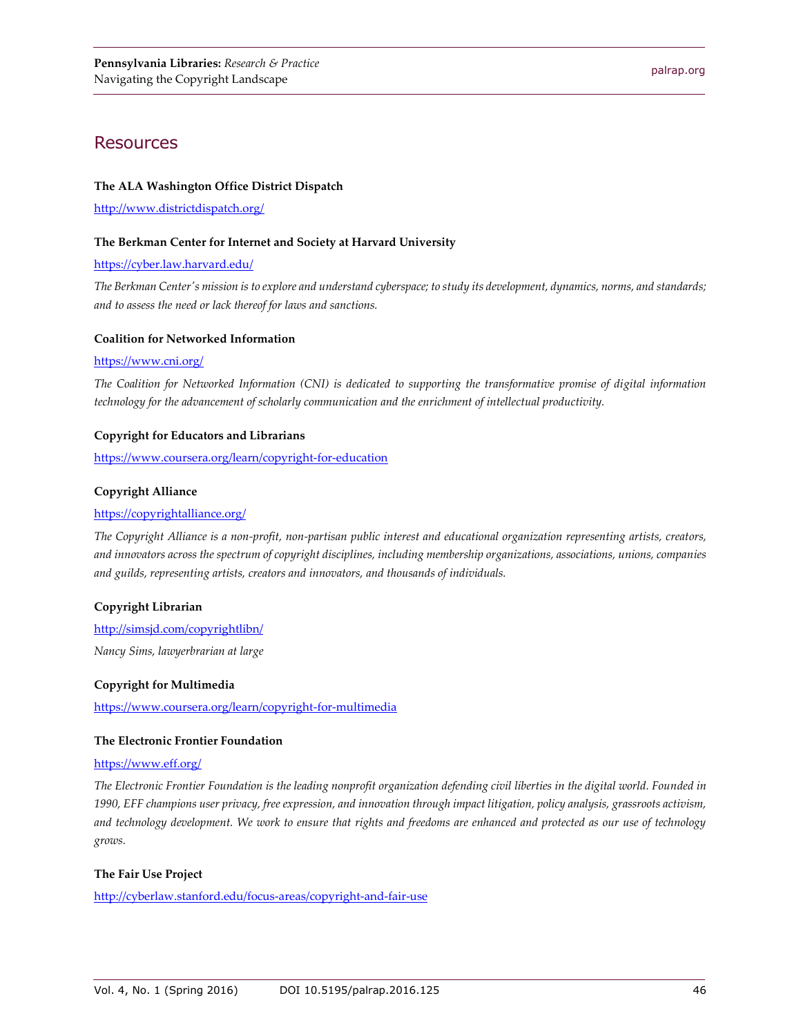## Resources

**The ALA Washington Office District Dispatch**

http://www.districtdispatch.org/

**The Berkman Center for Internet and Society at Harvard University**

https://cyber.law.harvard.edu/

*The Berkman Center's mission is to explore and understand cyberspace; to study its development, dynamics, norms, and standards; and to assess the need or lack thereof for laws and sanctions.*

**Coalition for Networked Information**

https://www.cni.org/

*The Coalition for Networked Information (CNI) is dedicated to supporting the transformative promise of digital information technology for the advancement of scholarly communication and the enrichment of intellectual productivity.*

**Copyright for Educators and Librarians**

https://www.coursera.org/learn/copyright-for-education

**Copyright Alliance**

https://copyrightalliance.org/

*The Copyright Alliance is a non-profit, non-partisan public interest and educational organization representing artists, creators, and innovators across the spectrum of copyright disciplines, including membership organizations, associations, unions, companies and guilds, representing artists, creators and innovators, and thousands of individuals.*

**Copyright Librarian**

http://simsjd.com/copyrightlibn/

*Nancy Sims, lawyerbrarian at large*

**Copyright for Multimedia**

https://www.coursera.org/learn/copyright-for-multimedia

**The Electronic Frontier Foundation**

https://www.eff.org/

*The Electronic Frontier Foundation is the leading nonprofit organization defending civil liberties in the digital world. Founded in 1990, EFF champions user privacy, free expression, and innovation through impact litigation, policy analysis, grassroots activism, and technology development. We work to ensure that rights and freedoms are enhanced and protected as our use of technology grows.*

**The Fair Use Project**

http://cyberlaw.stanford.edu/focus-areas/copyright-and-fair-use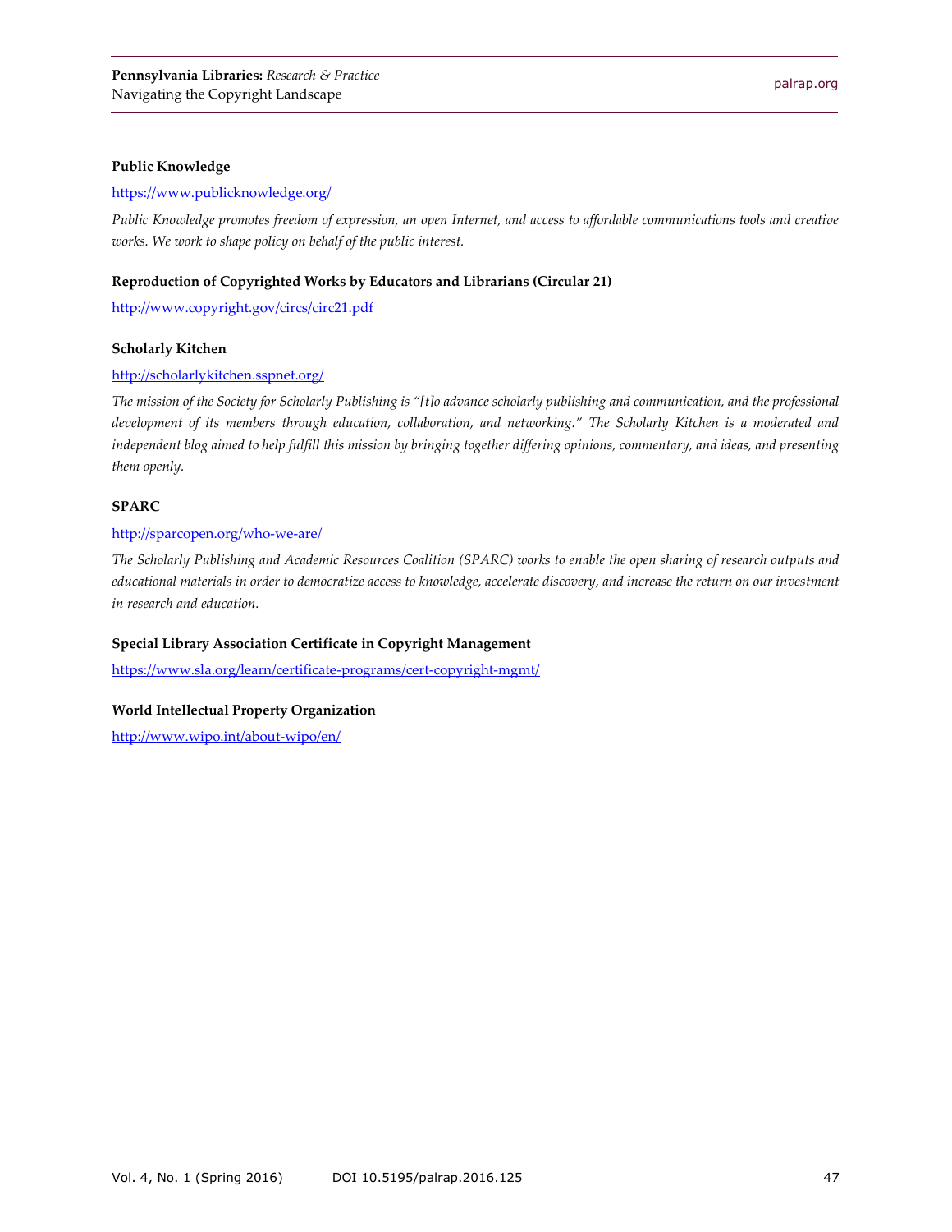**Public Knowledge**

https://www.publicknowledge.org/

*Public Knowledge promotes freedom of expression, an open Internet, and access to affordable communications tools and creative works. We work to shape policy on behalf of the public interest.*

**Reproduction of Copyrighted Works by Educators and Librarians (Circular 21)**

http://www.copyright.gov/circs/circ21.pdf

**Scholarly Kitchen**

http://scholarlykitchen.sspnet.org/

*The mission of the Society for Scholarly Publishing is "[t]o advance scholarly publishing and communication, and the professional development of its members through education, collaboration, and networking." The Scholarly Kitchen is a moderated and independent blog aimed to help fulfill this mission by bringing together differing opinions, commentary, and ideas, and presenting them openly.*

**SPARC**

http://sparcopen.org/who-we-are/

*The Scholarly Publishing and Academic Resources Coalition (SPARC) works to enable the open sharing of research outputs and educational materials in order to democratize access to knowledge, accelerate discovery, and increase the return on our investment in research and education.*

**Special Library Association Certificate in Copyright Management**

https://www.sla.org/learn/certificate-programs/cert-copyright-mgmt/

**World Intellectual Property Organization**

http://www.wipo.int/about-wipo/en/